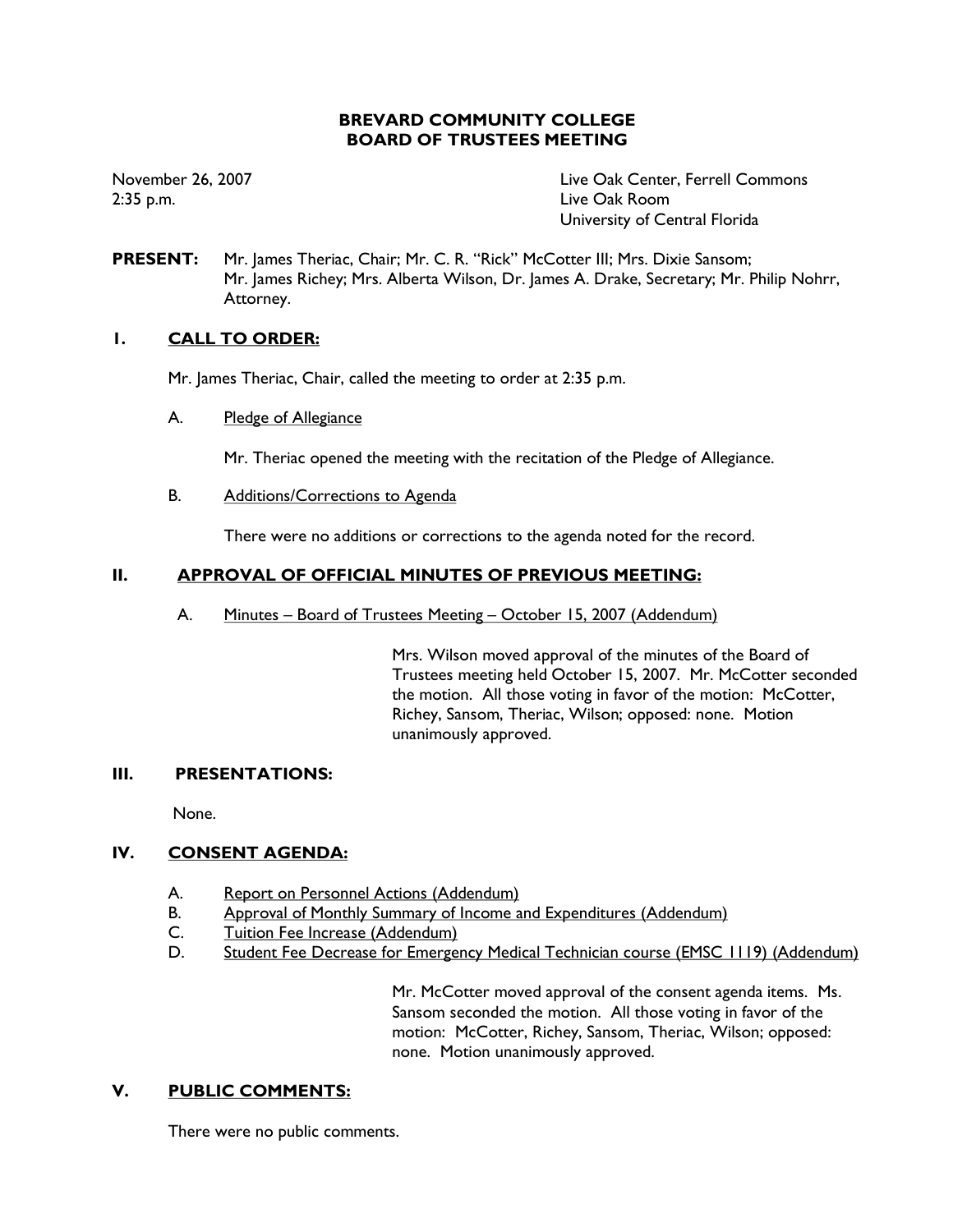# BREVARD COMMUNITY COLLEGE
# BOARD OF TRUSTEES MEETING

November 26, 2007
2:35 p.m.

Live Oak Center, Ferrell Commons
Live Oak Room
University of Central Florida

**PRESENT:** Mr. James Theriac, Chair; Mr. C. R. "Rick" McCotter III; Mrs. Dixie Sansom; Mr. James Richey; Mrs. Alberta Wilson, Dr. James A. Drake, Secretary; Mr. Philip Nohrr, Attorney.

## I. CALL TO ORDER:

Mr. James Theriac, Chair, called the meeting to order at 2:35 p.m.

A. Pledge of Allegiance

Mr. Theriac opened the meeting with the recitation of the Pledge of Allegiance.

B. Additions/Corrections to Agenda

There were no additions or corrections to the agenda noted for the record.

## II. APPROVAL OF OFFICIAL MINUTES OF PREVIOUS MEETING:

A. Minutes – Board of Trustees Meeting – October 15, 2007 (Addendum)

Mrs. Wilson moved approval of the minutes of the Board of Trustees meeting held October 15, 2007. Mr. McCotter seconded the motion. All those voting in favor of the motion: McCotter, Richey, Sansom, Theriac, Wilson; opposed: none. Motion unanimously approved.

## III. PRESENTATIONS:

None.

## IV. CONSENT AGENDA:

A. Report on Personnel Actions (Addendum)
B. Approval of Monthly Summary of Income and Expenditures (Addendum)
C. Tuition Fee Increase (Addendum)
D. Student Fee Decrease for Emergency Medical Technician course (EMSC 1119) (Addendum)

Mr. McCotter moved approval of the consent agenda items. Ms. Sansom seconded the motion. All those voting in favor of the motion: McCotter, Richey, Sansom, Theriac, Wilson; opposed: none. Motion unanimously approved.

## V. PUBLIC COMMENTS:

There were no public comments.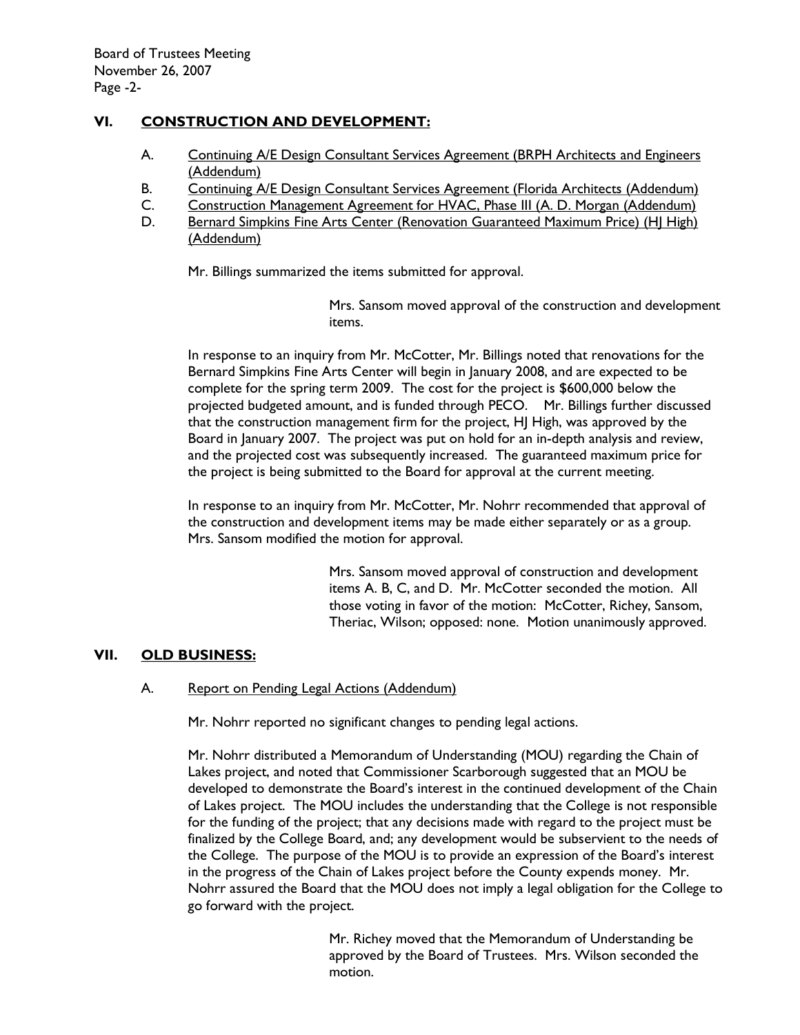## VI. CONSTRUCTION AND DEVELOPMENT:

A. Continuing A/E Design Consultant Services Agreement (BRPH Architects and Engineers (Addendum)

B. Continuing A/E Design Consultant Services Agreement (Florida Architects (Addendum)

C. Construction Management Agreement for HVAC, Phase III (A. D. Morgan (Addendum)

D. Bernard Simpkins Fine Arts Center (Renovation Guaranteed Maximum Price) (HJ High) (Addendum)

Mr. Billings summarized the items submitted for approval.

> Mrs. Sansom moved approval of the construction and development items.

In response to an inquiry from Mr. McCotter, Mr. Billings noted that renovations for the Bernard Simpkins Fine Arts Center will begin in January 2008, and are expected to be complete for the spring term 2009. The cost for the project is $600,000 below the projected budgeted amount, and is funded through PECO. Mr. Billings further discussed that the construction management firm for the project, HJ High, was approved by the Board in January 2007. The project was put on hold for an in-depth analysis and review, and the projected cost was subsequently increased. The guaranteed maximum price for the project is being submitted to the Board for approval at the current meeting.

In response to an inquiry from Mr. McCotter, Mr. Nohrr recommended that approval of the construction and development items may be made either separately or as a group. Mrs. Sansom modified the motion for approval.

> Mrs. Sansom moved approval of construction and development items A. B, C, and D. Mr. McCotter seconded the motion. All those voting in favor of the motion: McCotter, Richey, Sansom, Theriac, Wilson; opposed: none. Motion unanimously approved.

## VII. OLD BUSINESS:

A. Report on Pending Legal Actions (Addendum)

Mr. Nohrr reported no significant changes to pending legal actions.

Mr. Nohrr distributed a Memorandum of Understanding (MOU) regarding the Chain of Lakes project, and noted that Commissioner Scarborough suggested that an MOU be developed to demonstrate the Board's interest in the continued development of the Chain of Lakes project. The MOU includes the understanding that the College is not responsible for the funding of the project; that any decisions made with regard to the project must be finalized by the College Board, and; any development would be subservient to the needs of the College. The purpose of the MOU is to provide an expression of the Board's interest in the progress of the Chain of Lakes project before the County expends money. Mr. Nohrr assured the Board that the MOU does not imply a legal obligation for the College to go forward with the project.

> Mr. Richey moved that the Memorandum of Understanding be approved by the Board of Trustees. Mrs. Wilson seconded the motion.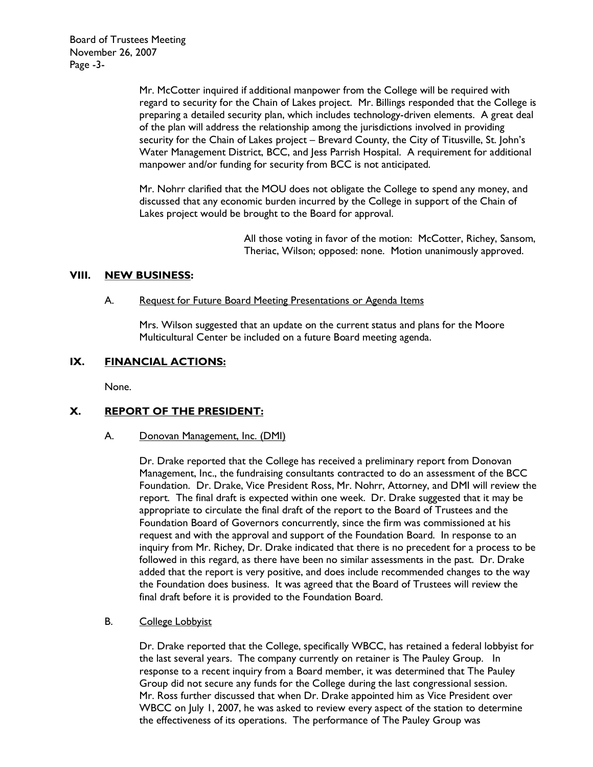Mr. McCotter inquired if additional manpower from the College will be required with regard to security for the Chain of Lakes project. Mr. Billings responded that the College is preparing a detailed security plan, which includes technology-driven elements. A great deal of the plan will address the relationship among the jurisdictions involved in providing security for the Chain of Lakes project – Brevard County, the City of Titusville, St. John's Water Management District, BCC, and Jess Parrish Hospital. A requirement for additional manpower and/or funding for security from BCC is not anticipated.

Mr. Nohrr clarified that the MOU does not obligate the College to spend any money, and discussed that any economic burden incurred by the College in support of the Chain of Lakes project would be brought to the Board for approval.

> All those voting in favor of the motion: McCotter, Richey, Sansom, Theriac, Wilson; opposed: none. Motion unanimously approved.

## VIII. NEW BUSINESS:

### A. Request for Future Board Meeting Presentations or Agenda Items

Mrs. Wilson suggested that an update on the current status and plans for the Moore Multicultural Center be included on a future Board meeting agenda.

## IX. FINANCIAL ACTIONS:

None.

## X. REPORT OF THE PRESIDENT:

### A. Donovan Management, Inc. (DMI)

Dr. Drake reported that the College has received a preliminary report from Donovan Management, Inc., the fundraising consultants contracted to do an assessment of the BCC Foundation. Dr. Drake, Vice President Ross, Mr. Nohrr, Attorney, and DMI will review the report. The final draft is expected within one week. Dr. Drake suggested that it may be appropriate to circulate the final draft of the report to the Board of Trustees and the Foundation Board of Governors concurrently, since the firm was commissioned at his request and with the approval and support of the Foundation Board. In response to an inquiry from Mr. Richey, Dr. Drake indicated that there is no precedent for a process to be followed in this regard, as there have been no similar assessments in the past. Dr. Drake added that the report is very positive, and does include recommended changes to the way the Foundation does business. It was agreed that the Board of Trustees will review the final draft before it is provided to the Foundation Board.

### B. College Lobbyist

Dr. Drake reported that the College, specifically WBCC, has retained a federal lobbyist for the last several years. The company currently on retainer is The Pauley Group. In response to a recent inquiry from a Board member, it was determined that The Pauley Group did not secure any funds for the College during the last congressional session. Mr. Ross further discussed that when Dr. Drake appointed him as Vice President over WBCC on July 1, 2007, he was asked to review every aspect of the station to determine the effectiveness of its operations. The performance of The Pauley Group was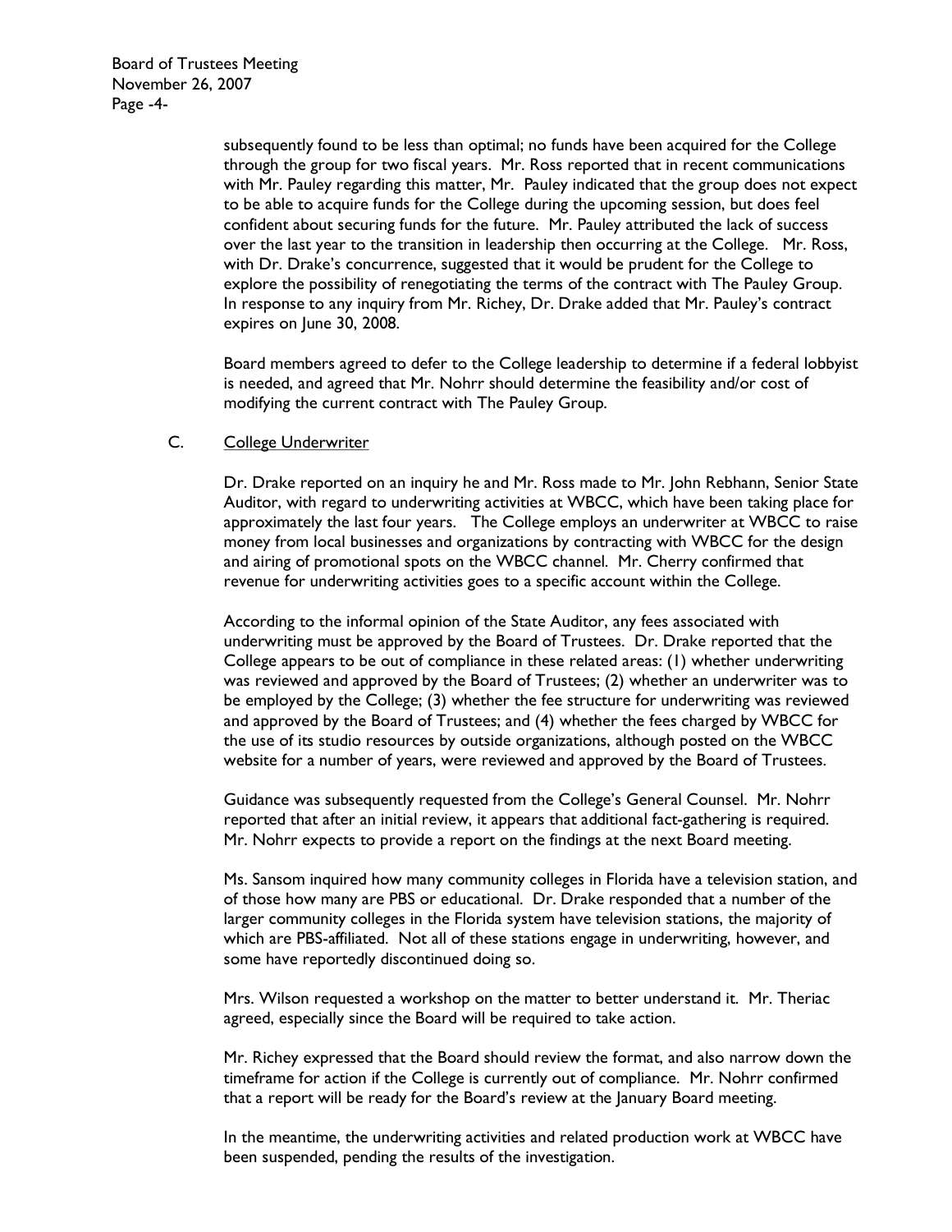subsequently found to be less than optimal; no funds have been acquired for the College through the group for two fiscal years. Mr. Ross reported that in recent communications with Mr. Pauley regarding this matter, Mr. Pauley indicated that the group does not expect to be able to acquire funds for the College during the upcoming session, but does feel confident about securing funds for the future. Mr. Pauley attributed the lack of success over the last year to the transition in leadership then occurring at the College. Mr. Ross, with Dr. Drake's concurrence, suggested that it would be prudent for the College to explore the possibility of renegotiating the terms of the contract with The Pauley Group. In response to any inquiry from Mr. Richey, Dr. Drake added that Mr. Pauley's contract expires on June 30, 2008.

Board members agreed to defer to the College leadership to determine if a federal lobbyist is needed, and agreed that Mr. Nohrr should determine the feasibility and/or cost of modifying the current contract with The Pauley Group.

C. College Underwriter

Dr. Drake reported on an inquiry he and Mr. Ross made to Mr. John Rebhann, Senior State Auditor, with regard to underwriting activities at WBCC, which have been taking place for approximately the last four years. The College employs an underwriter at WBCC to raise money from local businesses and organizations by contracting with WBCC for the design and airing of promotional spots on the WBCC channel. Mr. Cherry confirmed that revenue for underwriting activities goes to a specific account within the College.

According to the informal opinion of the State Auditor, any fees associated with underwriting must be approved by the Board of Trustees. Dr. Drake reported that the College appears to be out of compliance in these related areas: (1) whether underwriting was reviewed and approved by the Board of Trustees; (2) whether an underwriter was to be employed by the College; (3) whether the fee structure for underwriting was reviewed and approved by the Board of Trustees; and (4) whether the fees charged by WBCC for the use of its studio resources by outside organizations, although posted on the WBCC website for a number of years, were reviewed and approved by the Board of Trustees.

Guidance was subsequently requested from the College's General Counsel. Mr. Nohrr reported that after an initial review, it appears that additional fact-gathering is required. Mr. Nohrr expects to provide a report on the findings at the next Board meeting.

Ms. Sansom inquired how many community colleges in Florida have a television station, and of those how many are PBS or educational. Dr. Drake responded that a number of the larger community colleges in the Florida system have television stations, the majority of which are PBS-affiliated. Not all of these stations engage in underwriting, however, and some have reportedly discontinued doing so.

Mrs. Wilson requested a workshop on the matter to better understand it. Mr. Theriac agreed, especially since the Board will be required to take action.

Mr. Richey expressed that the Board should review the format, and also narrow down the timeframe for action if the College is currently out of compliance. Mr. Nohrr confirmed that a report will be ready for the Board's review at the January Board meeting.

In the meantime, the underwriting activities and related production work at WBCC have been suspended, pending the results of the investigation.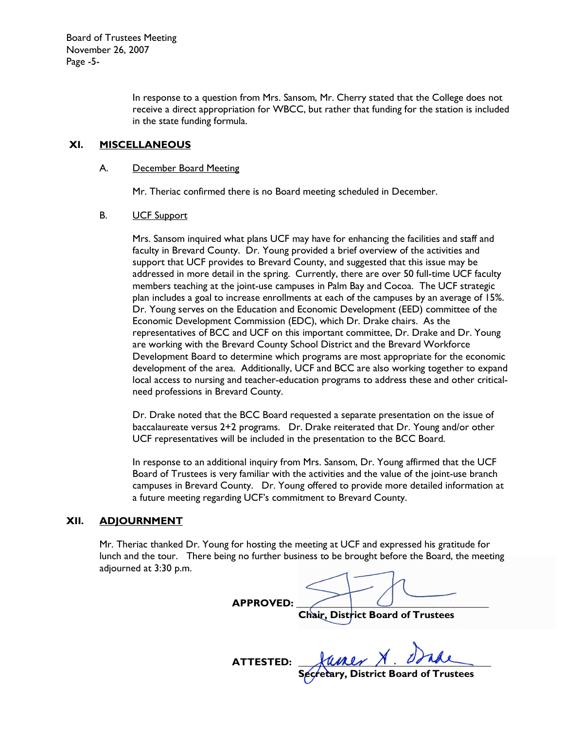In response to a question from Mrs. Sansom, Mr. Cherry stated that the College does not receive a direct appropriation for WBCC, but rather that funding for the station is included in the state funding formula.

## XI. MISCELLANEOUS

### A. December Board Meeting

Mr. Theriac confirmed there is no Board meeting scheduled in December.

### B. UCF Support

Mrs. Sansom inquired what plans UCF may have for enhancing the facilities and staff and faculty in Brevard County. Dr. Young provided a brief overview of the activities and support that UCF provides to Brevard County, and suggested that this issue may be addressed in more detail in the spring. Currently, there are over 50 full-time UCF faculty members teaching at the joint-use campuses in Palm Bay and Cocoa. The UCF strategic plan includes a goal to increase enrollments at each of the campuses by an average of 15%. Dr. Young serves on the Education and Economic Development (EED) committee of the Economic Development Commission (EDC), which Dr. Drake chairs. As the representatives of BCC and UCF on this important committee, Dr. Drake and Dr. Young are working with the Brevard County School District and the Brevard Workforce Development Board to determine which programs are most appropriate for the economic development of the area. Additionally, UCF and BCC are also working together to expand local access to nursing and teacher-education programs to address these and other critical-need professions in Brevard County.

Dr. Drake noted that the BCC Board requested a separate presentation on the issue of baccalaureate versus 2+2 programs. Dr. Drake reiterated that Dr. Young and/or other UCF representatives will be included in the presentation to the BCC Board.

In response to an additional inquiry from Mrs. Sansom, Dr. Young affirmed that the UCF Board of Trustees is very familiar with the activities and the value of the joint-use branch campuses in Brevard County. Dr. Young offered to provide more detailed information at a future meeting regarding UCF's commitment to Brevard County.

## XII. ADJOURNMENT

Mr. Theriac thanked Dr. Young for hosting the meeting at UCF and expressed his gratitude for lunch and the tour. There being no further business to be brought before the Board, the meeting adjourned at 3:30 p.m.

**APPROVED:** ______________________________
**Chair, District Board of Trustees**

**ATTESTED:** James H. Drake
**Secretary, District Board of Trustees**